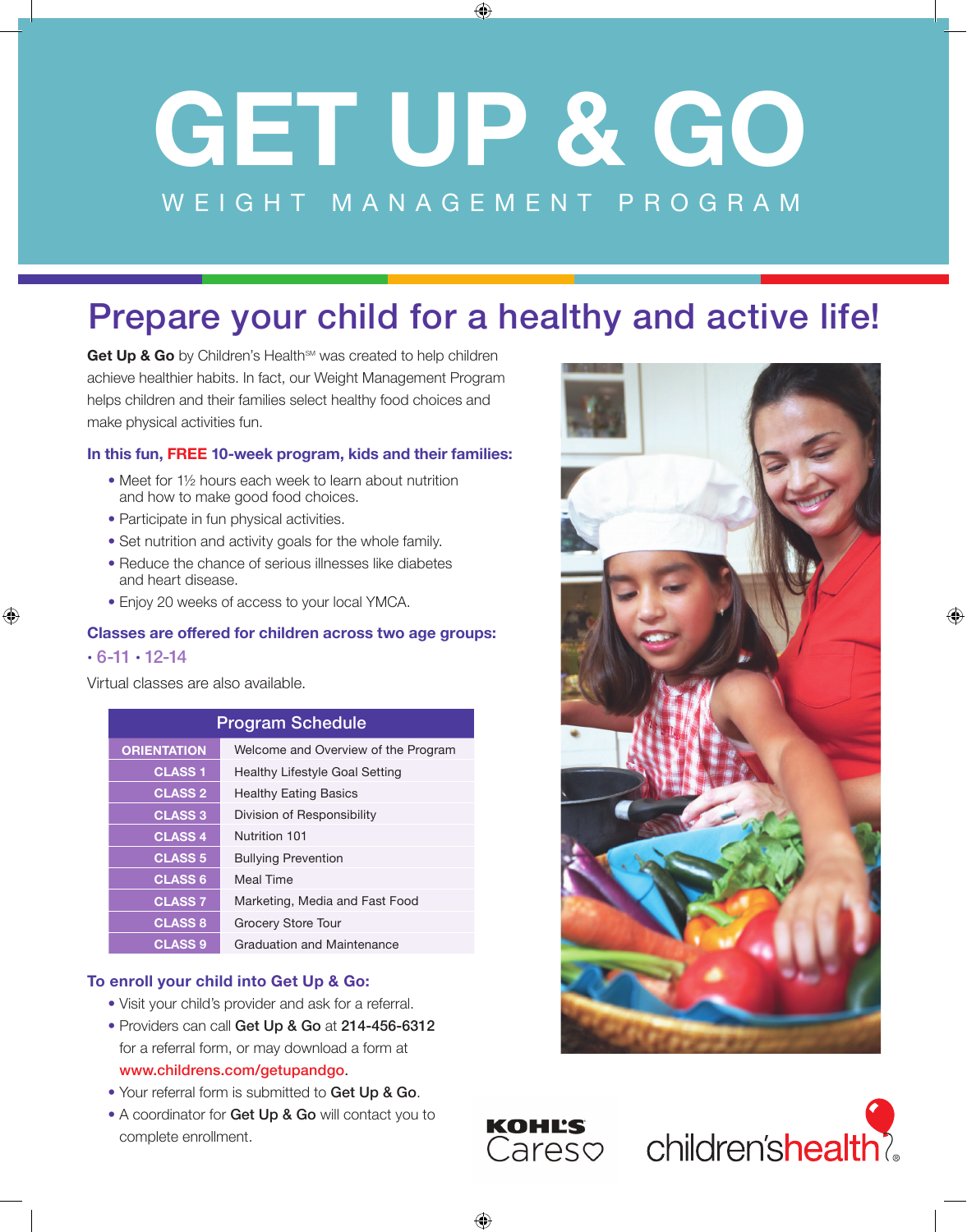# GET UP & GO

WEIGHT MANAGEMENT PROGRAM

## Prepare your child for a healthy and active life!

**Get Up & Go** by Children's Health℠ was created to help children achieve healthier habits. In fact, our Weight Management Program helps children and their families select healthy food choices and make physical activities fun.

### In this fun, FREE 10-week program, kids and their families:

- Meet for 1½ hours each week to learn about nutrition and how to make good food choices.
- Participate in fun physical activities.
- Set nutrition and activity goals for the whole family.
- Reduce the chance of serious illnesses like diabetes and heart disease.
- Enjoy 20 weeks of access to your local YMCA.

### Classes are offered for children across two age groups:

- 6-11
- 12-14

Virtual classes are also available.

| Program Schedule | |
|---|---|
| ORIENTATION | Welcome and Overview of the Program |
| CLASS 1 | Healthy Lifestyle Goal Setting |
| CLASS 2 | Healthy Eating Basics |
| CLASS 3 | Division of Responsibility |
| CLASS 4 | Nutrition 101 |
| CLASS 5 | Bullying Prevention |
| CLASS 6 | Meal Time |
| CLASS 7 | Marketing, Media and Fast Food |
| CLASS 8 | Grocery Store Tour |
| CLASS 9 | Graduation and Maintenance |

### To enroll your child into Get Up & Go:

- Visit your child's provider and ask for a referral.
- Providers can call **Get Up & Go** at **214-456-6312** for a referral form, or may download a form at **www.childrens.com/getupandgo**.
- Your referral form is submitted to **Get Up & Go**.
- A coordinator for **Get Up & Go** will contact you to complete enrollment.

KOHL'S Cares

children's health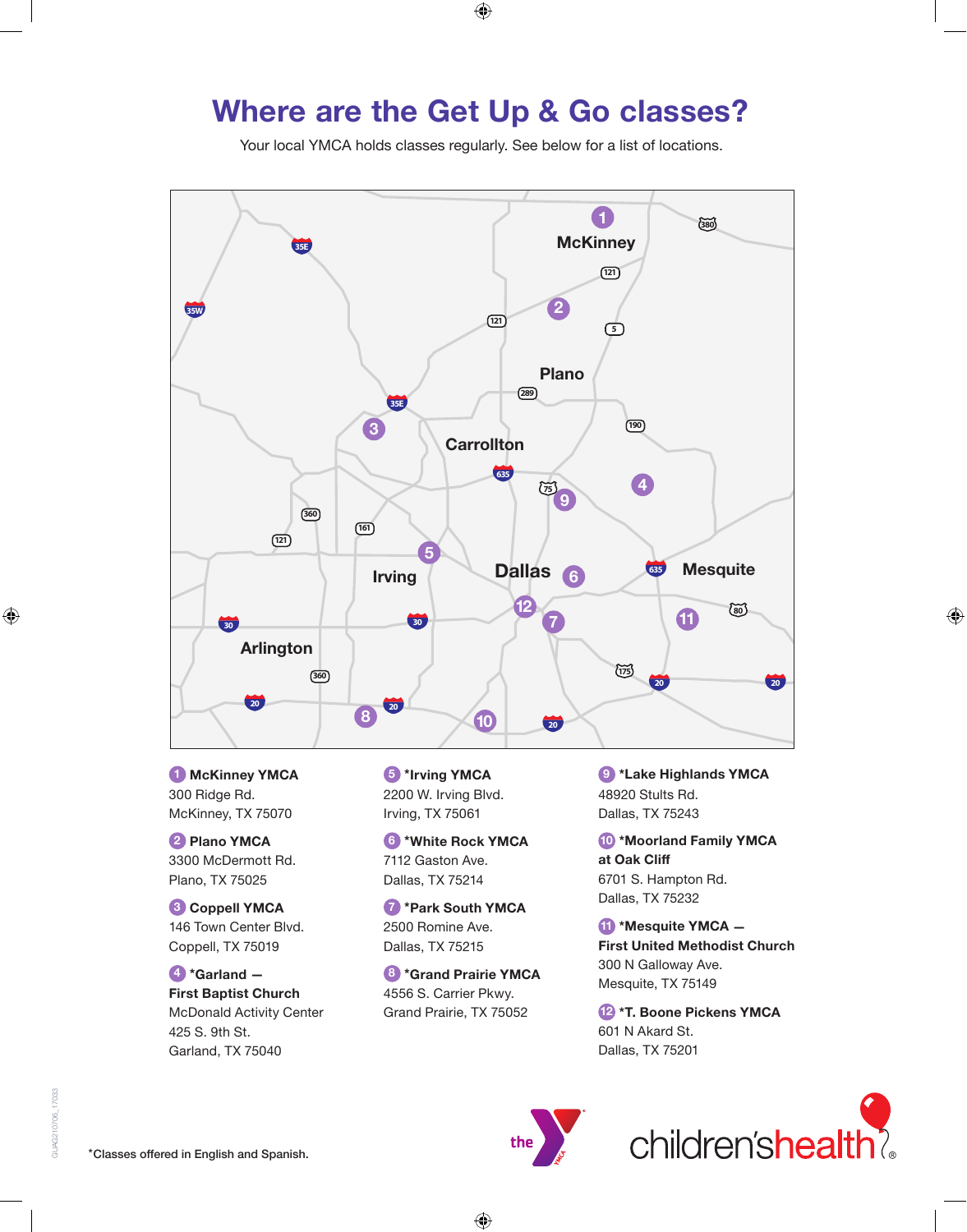# Where are the Get Up & Go classes?

Your local YMCA holds classes regularly. See below for a list of locations.

McKinney
Plano
Carrollton
Irving
Dallas
Mesquite
Arlington

1. **McKinney YMCA**
   300 Ridge Rd.
   McKinney, TX 75070

2. **Plano YMCA**
   3300 McDermott Rd.
   Plano, TX 75025

3. **Coppell YMCA**
   146 Town Center Blvd.
   Coppell, TX 75019

4. ***Garland — First Baptist Church**
   McDonald Activity Center
   425 S. 9th St.
   Garland, TX 75040

5. ***Irving YMCA**
   2200 W. Irving Blvd.
   Irving, TX 75061

6. ***White Rock YMCA**
   7112 Gaston Ave.
   Dallas, TX 75214

7. ***Park South YMCA**
   2500 Romine Ave.
   Dallas, TX 75215

8. ***Grand Prairie YMCA**
   4556 S. Carrier Pkwy.
   Grand Prairie, TX 75052

9. ***Lake Highlands YMCA**
   48920 Stults Rd.
   Dallas, TX 75243

10. ***Moorland Family YMCA at Oak Cliff**
    6701 S. Hampton Rd.
    Dallas, TX 75232

11. ***Mesquite YMCA — First United Methodist Church**
    300 N Galloway Ave.
    Mesquite, TX 75149

12. ***T. Boone Pickens YMCA**
    601 N Akard St.
    Dallas, TX 75201

*Classes offered in English and Spanish.

the YMCA

children's health